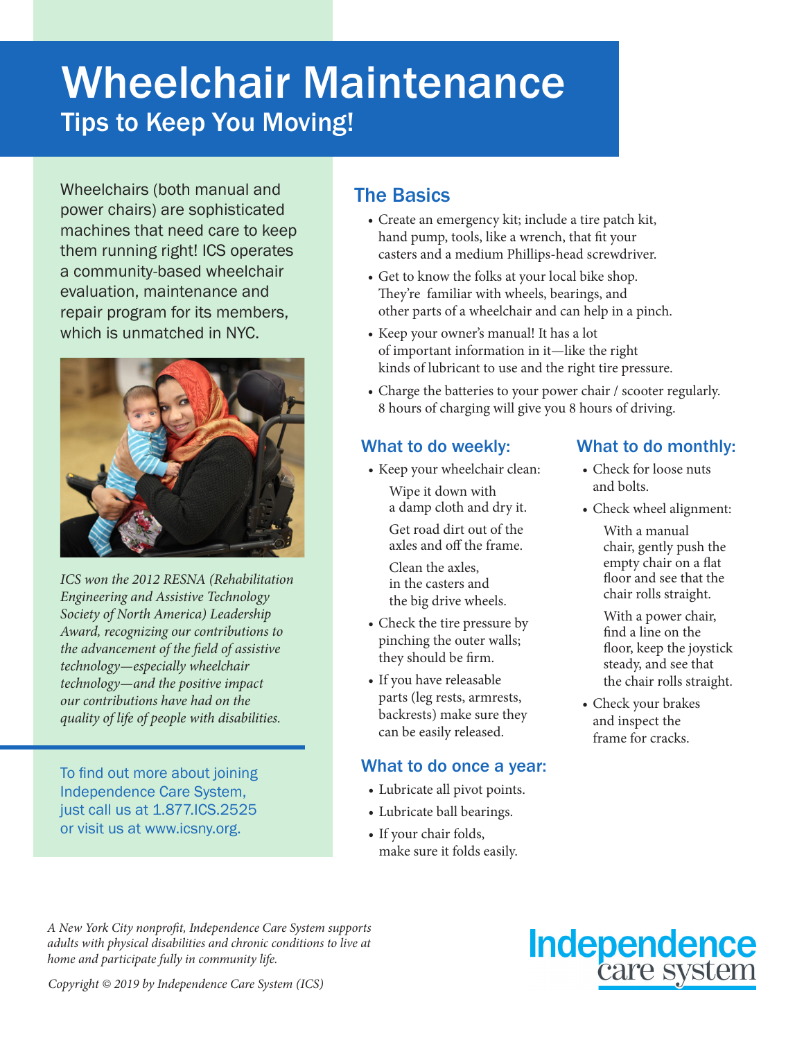# Wheelchair Maintenance

## Tips to Keep You Moving!

Wheelchairs (both manual and power chairs) are sophisticated machines that need care to keep them running right! ICS operates a community-based wheelchair evaluation, maintenance and repair program for its members, which is unmatched in NYC.

*ICS won the 2012 RESNA (Rehabilitation Engineering and Assistive Technology Society of North America) Leadership Award, recognizing our contributions to the advancement of the field of assistive technology—especially wheelchair technology—and the positive impact our contributions have had on the quality of life of people with disabilities.*

To find out more about joining Independence Care System, just call us at 1.877.ICS.2525 or visit us at www.icsny.org.

## The Basics

- Create an emergency kit; include a tire patch kit, hand pump, tools, like a wrench, that fit your casters and a medium Phillips-head screwdriver.
- Get to know the folks at your local bike shop. They're familiar with wheels, bearings, and other parts of a wheelchair and can help in a pinch.
- Keep your owner's manual! It has a lot of important information in it—like the right kinds of lubricant to use and the right tire pressure.
- Charge the batteries to your power chair / scooter regularly. 8 hours of charging will give you 8 hours of driving.

### What to do weekly:

- Keep your wheelchair clean:

  Wipe it down with a damp cloth and dry it.

  Get road dirt out of the axles and off the frame.

  Clean the axles, in the casters and the big drive wheels.
- Check the tire pressure by pinching the outer walls; they should be firm.
- If you have releasable parts (leg rests, armrests, backrests) make sure they can be easily released.

### What to do monthly:

- Check for loose nuts and bolts.
- Check wheel alignment:

  With a manual chair, gently push the empty chair on a flat floor and see that the chair rolls straight.

  With a power chair, find a line on the floor, keep the joystick steady, and see that the chair rolls straight.
- Check your brakes and inspect the frame for cracks.

### What to do once a year:

- Lubricate all pivot points.
- Lubricate ball bearings.
- If your chair folds, make sure it folds easily.

*A New York City nonprofit, Independence Care System supports adults with physical disabilities and chronic conditions to live at home and participate fully in community life.*

*Copyright © 2019 by Independence Care System (ICS)*

Independence care system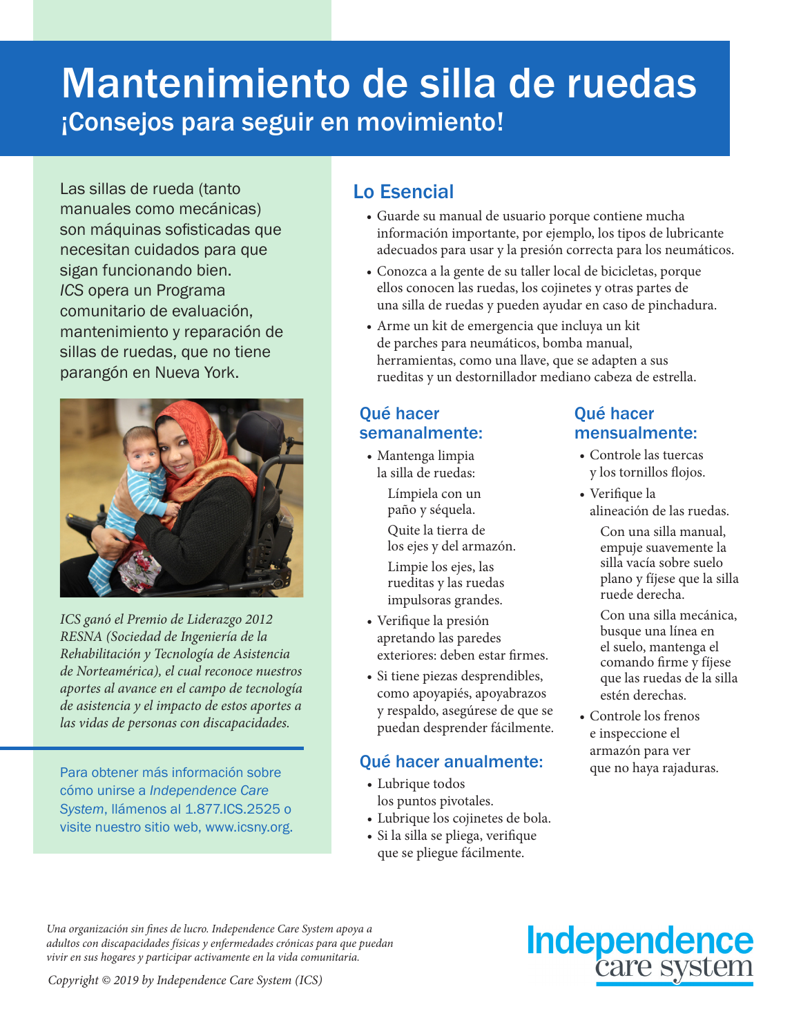# Mantenimiento de silla de ruedas

## ¡Consejos para seguir en movimiento!

Las sillas de rueda (tanto manuales como mecánicas) son máquinas sofisticadas que necesitan cuidados para que sigan funcionando bien. *ICS* opera un Programa comunitario de evaluación, mantenimiento y reparación de sillas de ruedas, que no tiene parangón en Nueva York.

*ICS ganó el Premio de Liderazgo 2012 RESNA (Sociedad de Ingeniería de la Rehabilitación y Tecnología de Asistencia de Norteamérica), el cual reconoce nuestros aportes al avance en el campo de tecnología de asistencia y el impacto de estos aportes a las vidas de personas con discapacidades.*

Para obtener más información sobre cómo unirse a *Independence Care System*, llámenos al 1.877.ICS.2525 o visite nuestro sitio web, www.icsny.org.

## Lo Esencial

- Guarde su manual de usuario porque contiene mucha información importante, por ejemplo, los tipos de lubricante adecuados para usar y la presión correcta para los neumáticos.
- Conozca a la gente de su taller local de bicicletas, porque ellos conocen las ruedas, los cojinetes y otras partes de una silla de ruedas y pueden ayudar en caso de pinchadura.
- Arme un kit de emergencia que incluya un kit de parches para neumáticos, bomba manual, herramientas, como una llave, que se adapten a sus rueditas y un destornillador mediano cabeza de estrella.

### Qué hacer semanalmente:

- Mantenga limpia la silla de ruedas:

  Límpiela con un paño y séquela.

  Quite la tierra de los ejes y del armazón.

  Limpie los ejes, las rueditas y las ruedas impulsoras grandes.
- Verifique la presión apretando las paredes exteriores: deben estar firmes.
- Si tiene piezas desprendibles, como apoyapiés, apoyabrazos y respaldo, asegúrese de que se puedan desprender fácilmente.

### Qué hacer anualmente:

- Lubrique todos los puntos pivotales.
- Lubrique los cojinetes de bola.
- Si la silla se pliega, verifique que se pliegue fácilmente.

### Qué hacer mensualmente:

- Controle las tuercas y los tornillos flojos.
- Verifique la alineación de las ruedas.

  Con una silla manual, empuje suavemente la silla vacía sobre suelo plano y fíjese que la silla ruede derecha.

  Con una silla mecánica, busque una línea en el suelo, mantenga el comando firme y fíjese que las ruedas de la silla estén derechas.
- Controle los frenos e inspeccione el armazón para ver que no haya rajaduras.

*Una organización sin fines de lucro. Independence Care System apoya a adultos con discapacidades físicas y enfermedades crónicas para que puedan vivir en sus hogares y participar activamente en la vida comunitaria.*

*Copyright © 2019 by Independence Care System (ICS)*

Independence care system